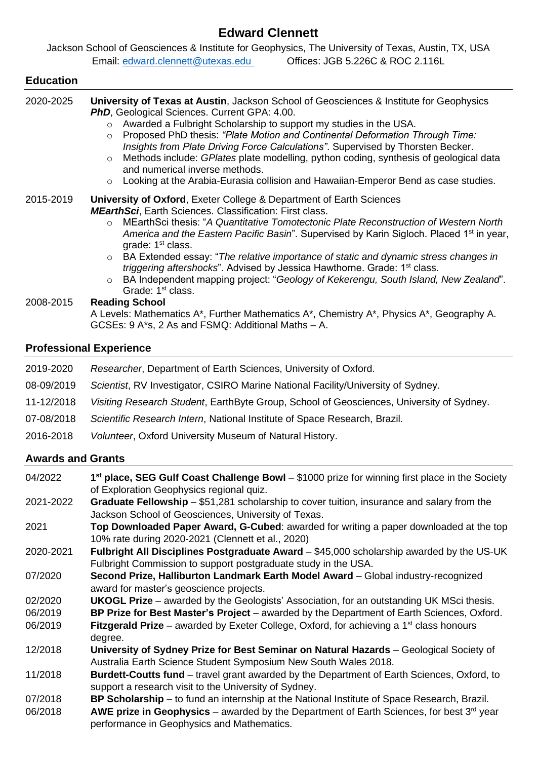# Edward Clennett

Jackson School of Geosciences & Institute for Geophysics, The University of Texas, Austin, TX, USA
Email: edward.clennett@utexas.edu     Offices: JGB 5.226C & ROC 2.116L

## Education

**2020-2025** **University of Texas at Austin**, Jackson School of Geosciences & Institute for Geophysics
***PhD***, Geological Sciences. Current GPA: 4.00.
- Awarded a Fulbright Scholarship to support my studies in the USA.
- Proposed PhD thesis: *"Plate Motion and Continental Deformation Through Time: Insights from Plate Driving Force Calculations"*. Supervised by Thorsten Becker.
- Methods include: *GPlates* plate modelling, python coding, synthesis of geological data and numerical inverse methods.
- Looking at the Arabia-Eurasia collision and Hawaiian-Emperor Bend as case studies.

**2015-2019** **University of Oxford**, Exeter College & Department of Earth Sciences
***MEarthSci***, Earth Sciences. Classification: First class.
- MEarthSci thesis: "*A Quantitative Tomotectonic Plate Reconstruction of Western North America and the Eastern Pacific Basin*". Supervised by Karin Sigloch. Placed 1st in year, grade: 1st class.
- BA Extended essay: "*The relative importance of static and dynamic stress changes in triggering aftershocks*". Advised by Jessica Hawthorne. Grade: 1st class.
- BA Independent mapping project: "*Geology of Kekerengu, South Island, New Zealand*". Grade: 1st class.

**2008-2015** **Reading School**
A Levels: Mathematics A*, Further Mathematics A*, Chemistry A*, Physics A*, Geography A.
GCSEs: 9 A*s, 2 As and FSMQ: Additional Maths – A.

## Professional Experience

- **2019-2020** *Researcher*, Department of Earth Sciences, University of Oxford.
- **08-09/2019** *Scientist*, RV Investigator, CSIRO Marine National Facility/University of Sydney.
- **11-12/2018** *Visiting Research Student*, EarthByte Group, School of Geosciences, University of Sydney.
- **07-08/2018** *Scientific Research Intern*, National Institute of Space Research, Brazil.
- **2016-2018** *Volunteer*, Oxford University Museum of Natural History.

## Awards and Grants

- **04/2022** **1st place, SEG Gulf Coast Challenge Bowl** – $1000 prize for winning first place in the Society of Exploration Geophysics regional quiz.
- **2021-2022** **Graduate Fellowship** – $51,281 scholarship to cover tuition, insurance and salary from the Jackson School of Geosciences, University of Texas.
- **2021** **Top Downloaded Paper Award, G-Cubed**: awarded for writing a paper downloaded at the top 10% rate during 2020-2021 (Clennett et al., 2020)
- **2020-2021** **Fulbright All Disciplines Postgraduate Award** – $45,000 scholarship awarded by the US-UK Fulbright Commission to support postgraduate study in the USA.
- **07/2020** **Second Prize, Halliburton Landmark Earth Model Award** – Global industry-recognized award for master's geoscience projects.
- **02/2020** **UKOGL Prize** – awarded by the Geologists' Association, for an outstanding UK MSci thesis.
- **06/2019** **BP Prize for Best Master's Project** – awarded by the Department of Earth Sciences, Oxford.
- **06/2019** **Fitzgerald Prize** – awarded by Exeter College, Oxford, for achieving a 1st class honours degree.
- **12/2018** **University of Sydney Prize for Best Seminar on Natural Hazards** – Geological Society of Australia Earth Science Student Symposium New South Wales 2018.
- **11/2018** **Burdett-Coutts fund** – travel grant awarded by the Department of Earth Sciences, Oxford, to support a research visit to the University of Sydney.
- **07/2018** **BP Scholarship** – to fund an internship at the National Institute of Space Research, Brazil.
- **06/2018** **AWE prize in Geophysics** – awarded by the Department of Earth Sciences, for best 3rd year performance in Geophysics and Mathematics.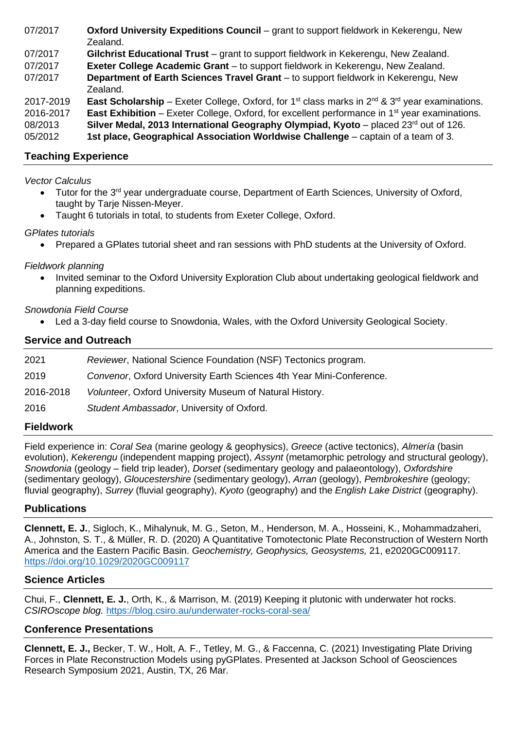07/2017 **Oxford University Expeditions Council** – grant to support fieldwork in Kekerengu, New Zealand.

07/2017 **Gilchrist Educational Trust** – grant to support fieldwork in Kekerengu, New Zealand.

07/2017 **Exeter College Academic Grant** – to support fieldwork in Kekerengu, New Zealand.

07/2017 **Department of Earth Sciences Travel Grant** – to support fieldwork in Kekerengu, New Zealand.

2017-2019 **East Scholarship** – Exeter College, Oxford, for 1st class marks in 2nd & 3rd year examinations.

2016-2017 **East Exhibition** – Exeter College, Oxford, for excellent performance in 1st year examinations.

08/2013 **Silver Medal, 2013 International Geography Olympiad, Kyoto** – placed 23rd out of 126.

05/2012 **1st place, Geographical Association Worldwise Challenge** – captain of a team of 3.

## Teaching Experience

*Vector Calculus*

- Tutor for the 3rd year undergraduate course, Department of Earth Sciences, University of Oxford, taught by Tarje Nissen-Meyer.
- Taught 6 tutorials in total, to students from Exeter College, Oxford.

*GPlates tutorials*

- Prepared a GPlates tutorial sheet and ran sessions with PhD students at the University of Oxford.

*Fieldwork planning*

- Invited seminar to the Oxford University Exploration Club about undertaking geological fieldwork and planning expeditions.

*Snowdonia Field Course*

- Led a 3-day field course to Snowdonia, Wales, with the Oxford University Geological Society.

## Service and Outreach

2021 *Reviewer*, National Science Foundation (NSF) Tectonics program.

2019 *Convenor*, Oxford University Earth Sciences 4th Year Mini-Conference.

2016-2018 *Volunteer*, Oxford University Museum of Natural History.

2016 *Student Ambassador*, University of Oxford.

## Fieldwork

Field experience in: *Coral Sea* (marine geology & geophysics), *Greece* (active tectonics), *Almería* (basin evolution), *Kekerengu* (independent mapping project), *Assynt* (metamorphic petrology and structural geology), *Snowdonia* (geology – field trip leader), *Dorset* (sedimentary geology and palaeontology), *Oxfordshire* (sedimentary geology), *Gloucestershire* (sedimentary geology), *Arran* (geology), *Pembrokeshire* (geology; fluvial geography), *Surrey* (fluvial geography), *Kyoto* (geography) and the *English Lake District* (geography).

## Publications

**Clennett, E. J.**, Sigloch, K., Mihalynuk, M. G., Seton, M., Henderson, M. A., Hosseini, K., Mohammadzaheri, A., Johnston, S. T., & Müller, R. D. (2020) A Quantitative Tomotectonic Plate Reconstruction of Western North America and the Eastern Pacific Basin. *Geochemistry, Geophysics, Geosystems,* 21, e2020GC009117. https://doi.org/10.1029/2020GC009117

## Science Articles

Chui, F., **Clennett, E. J.**, Orth, K., & Marrison, M. (2019) Keeping it plutonic with underwater hot rocks. *CSIROscope blog.* https://blog.csiro.au/underwater-rocks-coral-sea/

## Conference Presentations

**Clennett, E. J.,** Becker, T. W., Holt, A. F., Tetley, M. G., & Faccenna, C. (2021) Investigating Plate Driving Forces in Plate Reconstruction Models using pyGPlates. Presented at Jackson School of Geosciences Research Symposium 2021, Austin, TX, 26 Mar.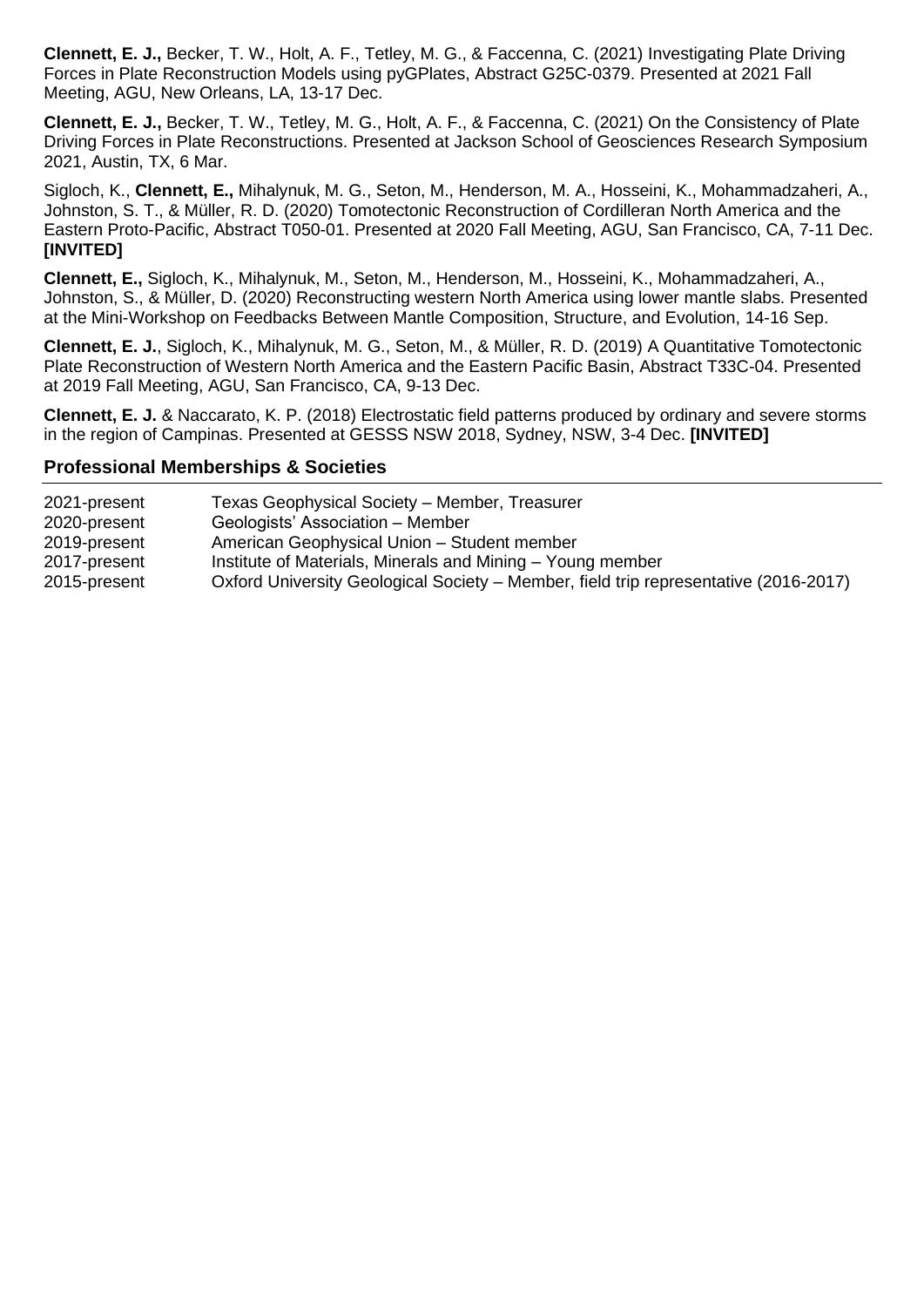**Clennett, E. J.,** Becker, T. W., Holt, A. F., Tetley, M. G., & Faccenna, C. (2021) Investigating Plate Driving Forces in Plate Reconstruction Models using pyGPlates, Abstract G25C-0379. Presented at 2021 Fall Meeting, AGU, New Orleans, LA, 13-17 Dec.

**Clennett, E. J.,** Becker, T. W., Tetley, M. G., Holt, A. F., & Faccenna, C. (2021) On the Consistency of Plate Driving Forces in Plate Reconstructions. Presented at Jackson School of Geosciences Research Symposium 2021, Austin, TX, 6 Mar.

Sigloch, K., **Clennett, E.,** Mihalynuk, M. G., Seton, M., Henderson, M. A., Hosseini, K., Mohammadzaheri, A., Johnston, S. T., & Müller, R. D. (2020) Tomotectonic Reconstruction of Cordilleran North America and the Eastern Proto-Pacific, Abstract T050-01. Presented at 2020 Fall Meeting, AGU, San Francisco, CA, 7-11 Dec. **[INVITED]**

**Clennett, E.,** Sigloch, K., Mihalynuk, M., Seton, M., Henderson, M., Hosseini, K., Mohammadzaheri, A., Johnston, S., & Müller, D. (2020) Reconstructing western North America using lower mantle slabs. Presented at the Mini-Workshop on Feedbacks Between Mantle Composition, Structure, and Evolution, 14-16 Sep.

**Clennett, E. J.**, Sigloch, K., Mihalynuk, M. G., Seton, M., & Müller, R. D. (2019) A Quantitative Tomotectonic Plate Reconstruction of Western North America and the Eastern Pacific Basin, Abstract T33C-04. Presented at 2019 Fall Meeting, AGU, San Francisco, CA, 9-13 Dec.

**Clennett, E. J.** & Naccarato, K. P. (2018) Electrostatic field patterns produced by ordinary and severe storms in the region of Campinas. Presented at GESSS NSW 2018, Sydney, NSW, 3-4 Dec. **[INVITED]**

## Professional Memberships & Societies

| | |
|---|---|
| 2021-present | Texas Geophysical Society – Member, Treasurer |
| 2020-present | Geologists' Association – Member |
| 2019-present | American Geophysical Union – Student member |
| 2017-present | Institute of Materials, Minerals and Mining – Young member |
| 2015-present | Oxford University Geological Society – Member, field trip representative (2016-2017) |